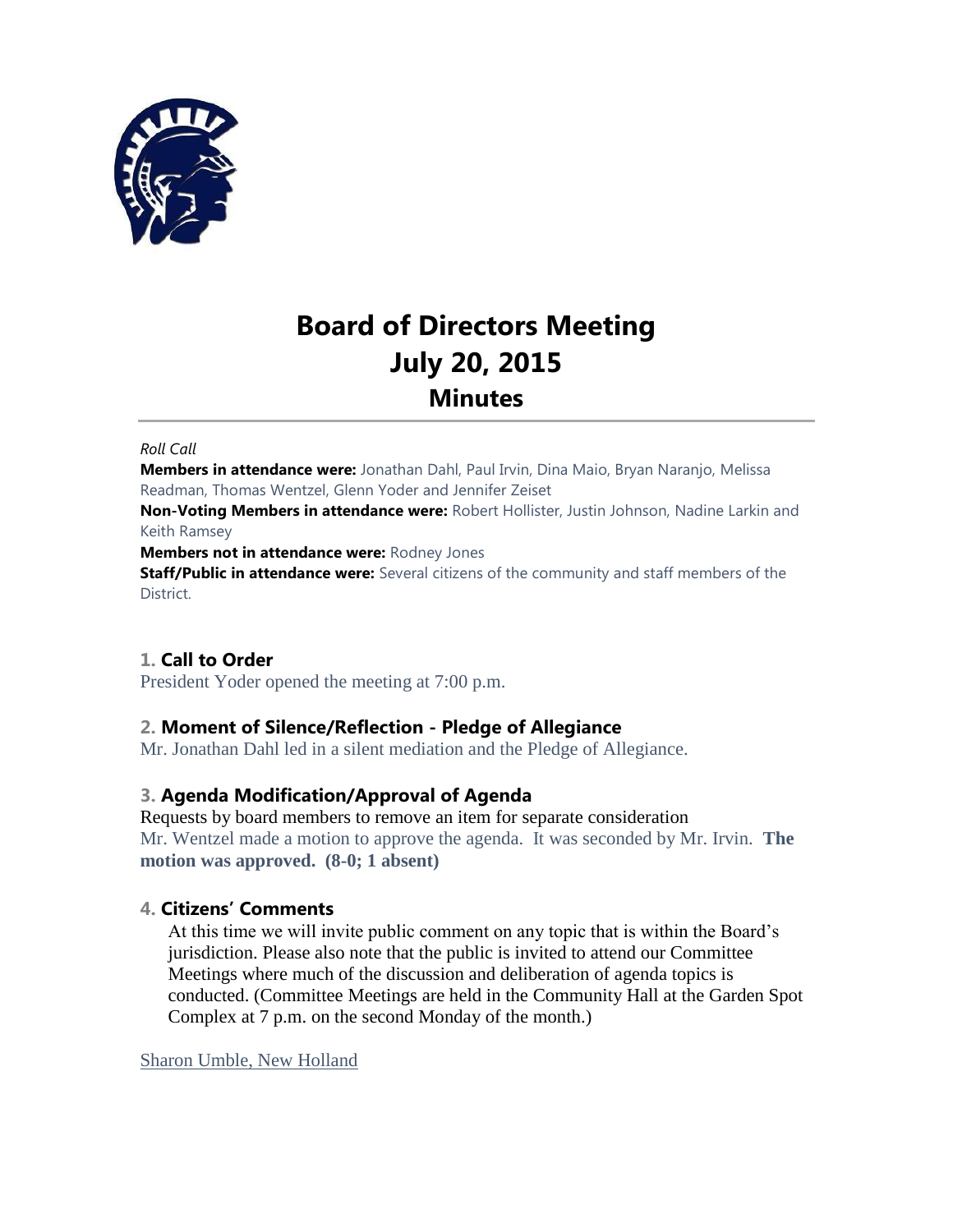# Board of Directors Meeting
# July 20, 2015
## Minutes

*Roll Call*

**Members in attendance were:** Jonathan Dahl, Paul Irvin, Dina Maio, Bryan Naranjo, Melissa Readman, Thomas Wentzel, Glenn Yoder and Jennifer Zeiset

**Non-Voting Members in attendance were:** Robert Hollister, Justin Johnson, Nadine Larkin and Keith Ramsey

**Members not in attendance were:** Rodney Jones

**Staff/Public in attendance were:** Several citizens of the community and staff members of the District.

### 1. Call to Order

President Yoder opened the meeting at 7:00 p.m.

### 2. Moment of Silence/Reflection - Pledge of Allegiance

Mr. Jonathan Dahl led in a silent mediation and the Pledge of Allegiance.

### 3. Agenda Modification/Approval of Agenda

Requests by board members to remove an item for separate consideration

Mr. Wentzel made a motion to approve the agenda. It was seconded by Mr. Irvin. **The motion was approved. (8-0; 1 absent)**

### 4. Citizens' Comments

At this time we will invite public comment on any topic that is within the Board's jurisdiction. Please also note that the public is invited to attend our Committee Meetings where much of the discussion and deliberation of agenda topics is conducted. (Committee Meetings are held in the Community Hall at the Garden Spot Complex at 7 p.m. on the second Monday of the month.)

Sharon Umble, New Holland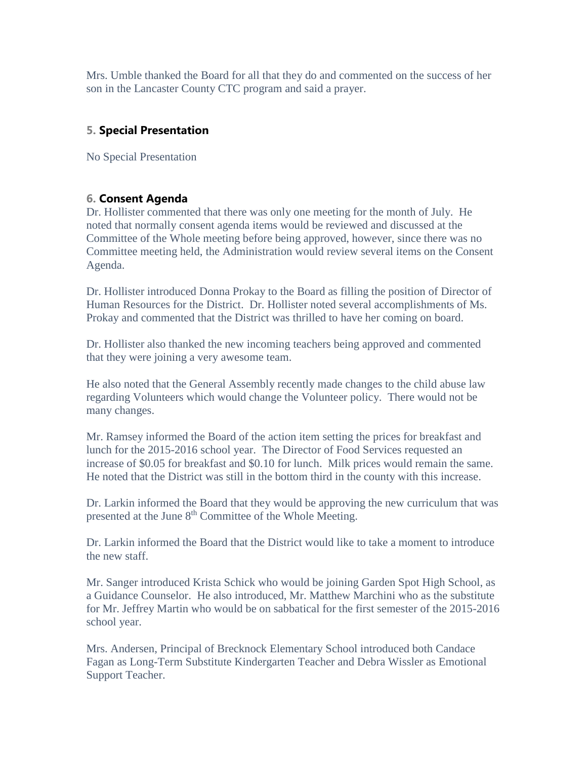Mrs. Umble thanked the Board for all that they do and commented on the success of her son in the Lancaster County CTC program and said a prayer.

### 5. Special Presentation

No Special Presentation

### 6. Consent Agenda

Dr. Hollister commented that there was only one meeting for the month of July. He noted that normally consent agenda items would be reviewed and discussed at the Committee of the Whole meeting before being approved, however, since there was no Committee meeting held, the Administration would review several items on the Consent Agenda.

Dr. Hollister introduced Donna Prokay to the Board as filling the position of Director of Human Resources for the District. Dr. Hollister noted several accomplishments of Ms. Prokay and commented that the District was thrilled to have her coming on board.

Dr. Hollister also thanked the new incoming teachers being approved and commented that they were joining a very awesome team.

He also noted that the General Assembly recently made changes to the child abuse law regarding Volunteers which would change the Volunteer policy. There would not be many changes.

Mr. Ramsey informed the Board of the action item setting the prices for breakfast and lunch for the 2015-2016 school year. The Director of Food Services requested an increase of $0.05 for breakfast and $0.10 for lunch. Milk prices would remain the same. He noted that the District was still in the bottom third in the county with this increase.

Dr. Larkin informed the Board that they would be approving the new curriculum that was presented at the June 8th Committee of the Whole Meeting.

Dr. Larkin informed the Board that the District would like to take a moment to introduce the new staff.

Mr. Sanger introduced Krista Schick who would be joining Garden Spot High School, as a Guidance Counselor. He also introduced, Mr. Matthew Marchini who as the substitute for Mr. Jeffrey Martin who would be on sabbatical for the first semester of the 2015-2016 school year.

Mrs. Andersen, Principal of Brecknock Elementary School introduced both Candace Fagan as Long-Term Substitute Kindergarten Teacher and Debra Wissler as Emotional Support Teacher.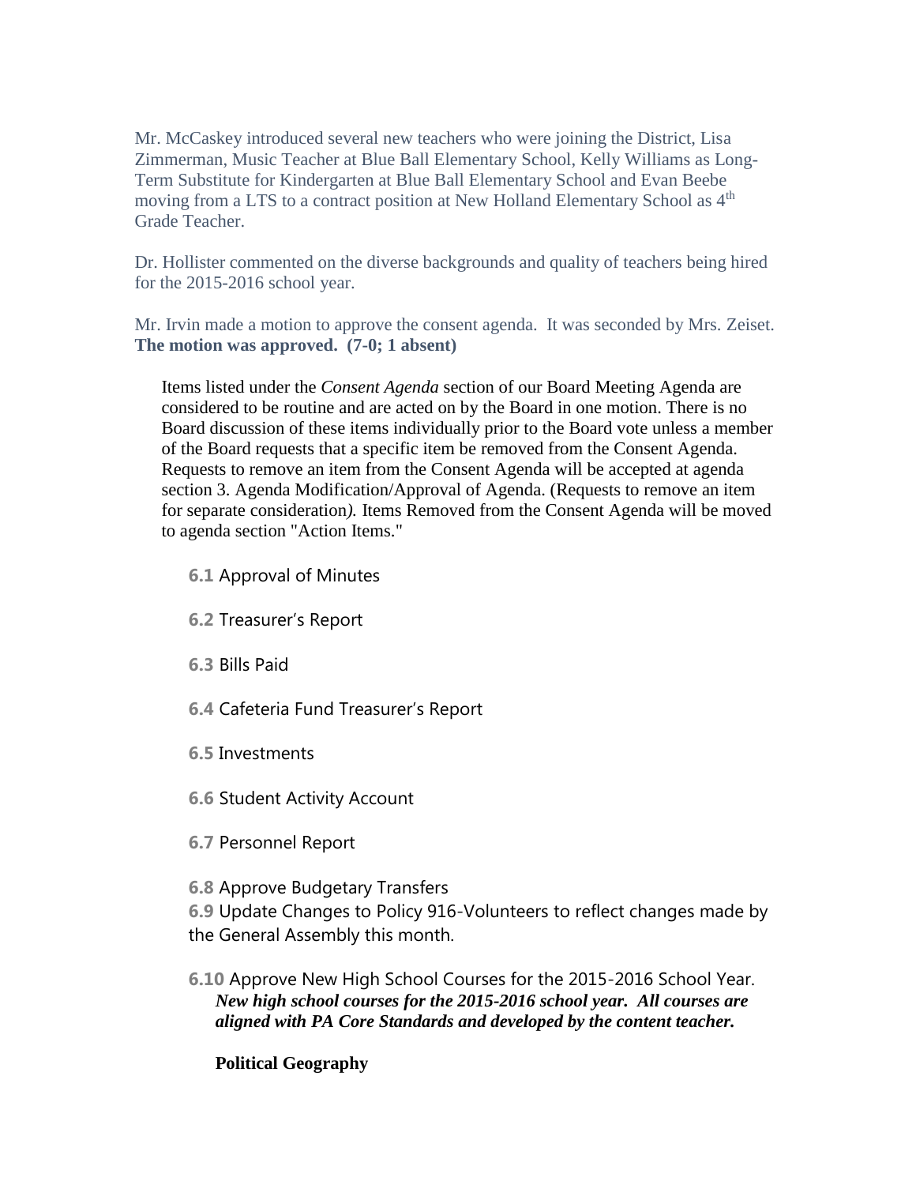Mr. McCaskey introduced several new teachers who were joining the District, Lisa Zimmerman, Music Teacher at Blue Ball Elementary School, Kelly Williams as Long-Term Substitute for Kindergarten at Blue Ball Elementary School and Evan Beebe moving from a LTS to a contract position at New Holland Elementary School as 4th Grade Teacher.

Dr. Hollister commented on the diverse backgrounds and quality of teachers being hired for the 2015-2016 school year.

Mr. Irvin made a motion to approve the consent agenda. It was seconded by Mrs. Zeiset. **The motion was approved. (7-0; 1 absent)**

Items listed under the *Consent Agenda* section of our Board Meeting Agenda are considered to be routine and are acted on by the Board in one motion. There is no Board discussion of these items individually prior to the Board vote unless a member of the Board requests that a specific item be removed from the Consent Agenda. Requests to remove an item from the Consent Agenda will be accepted at agenda section 3. Agenda Modification/Approval of Agenda. (Requests to remove an item for separate consideration*).* Items Removed from the Consent Agenda will be moved to agenda section "Action Items."

**6.1** Approval of Minutes

**6.2** Treasurer's Report

**6.3** Bills Paid

**6.4** Cafeteria Fund Treasurer's Report

**6.5** Investments

**6.6** Student Activity Account

**6.7** Personnel Report

**6.8** Approve Budgetary Transfers

**6.9** Update Changes to Policy 916-Volunteers to reflect changes made by the General Assembly this month.

**6.10** Approve New High School Courses for the 2015-2016 School Year.

***New high school courses for the 2015-2016 school year. All courses are aligned with PA Core Standards and developed by the content teacher.***

**Political Geography**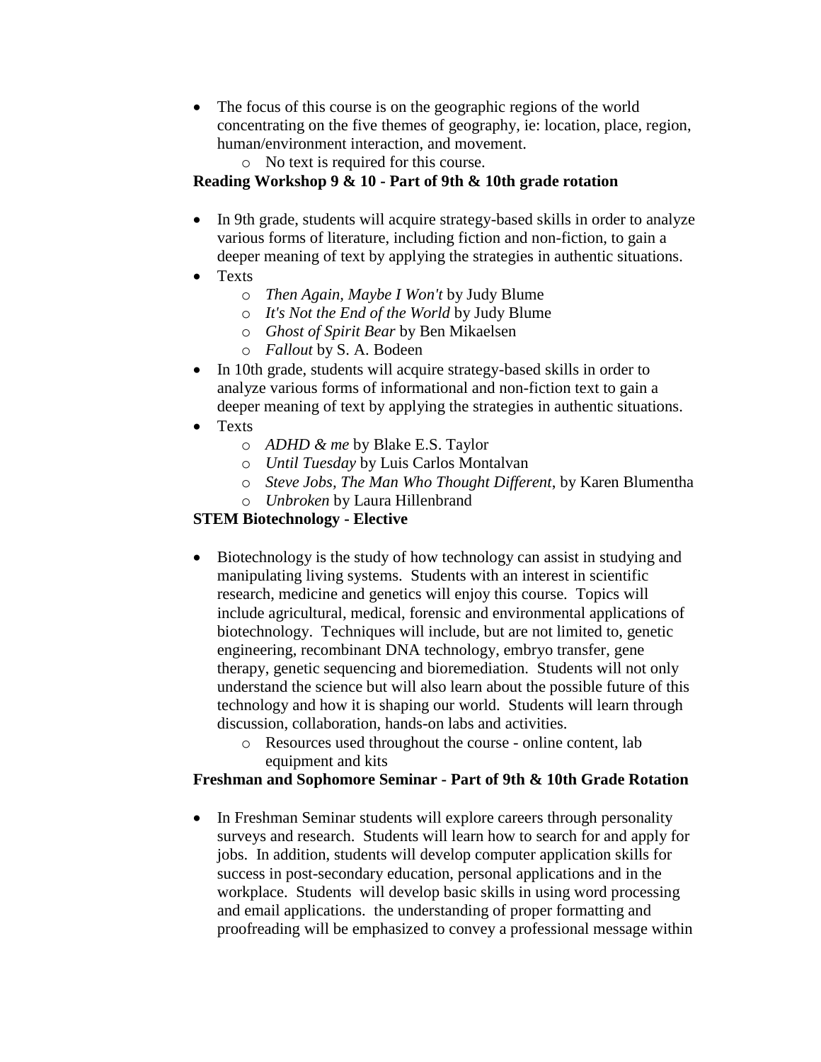- The focus of this course is on the geographic regions of the world concentrating on the five themes of geography, ie: location, place, region, human/environment interaction, and movement.
    - No text is required for this course.

**Reading Workshop 9 & 10 - Part of 9th & 10th grade rotation**

- In 9th grade, students will acquire strategy-based skills in order to analyze various forms of literature, including fiction and non-fiction, to gain a deeper meaning of text by applying the strategies in authentic situations.
- Texts
    - *Then Again, Maybe I Won't* by Judy Blume
    - *It's Not the End of the World* by Judy Blume
    - *Ghost of Spirit Bear* by Ben Mikaelsen
    - *Fallout* by S. A. Bodeen
- In 10th grade, students will acquire strategy-based skills in order to analyze various forms of informational and non-fiction text to gain a deeper meaning of text by applying the strategies in authentic situations.
- Texts
    - *ADHD & me* by Blake E.S. Taylor
    - *Until Tuesday* by Luis Carlos Montalvan
    - *Steve Jobs, The Man Who Thought Different*, by Karen Blumentha
    - *Unbroken* by Laura Hillenbrand

**STEM Biotechnology - Elective**

- Biotechnology is the study of how technology can assist in studying and manipulating living systems. Students with an interest in scientific research, medicine and genetics will enjoy this course. Topics will include agricultural, medical, forensic and environmental applications of biotechnology. Techniques will include, but are not limited to, genetic engineering, recombinant DNA technology, embryo transfer, gene therapy, genetic sequencing and bioremediation. Students will not only understand the science but will also learn about the possible future of this technology and how it is shaping our world. Students will learn through discussion, collaboration, hands-on labs and activities.
    - Resources used throughout the course - online content, lab equipment and kits

**Freshman and Sophomore Seminar - Part of 9th & 10th Grade Rotation**

- In Freshman Seminar students will explore careers through personality surveys and research. Students will learn how to search for and apply for jobs. In addition, students will develop computer application skills for success in post-secondary education, personal applications and in the workplace. Students will develop basic skills in using word processing and email applications. the understanding of proper formatting and proofreading will be emphasized to convey a professional message within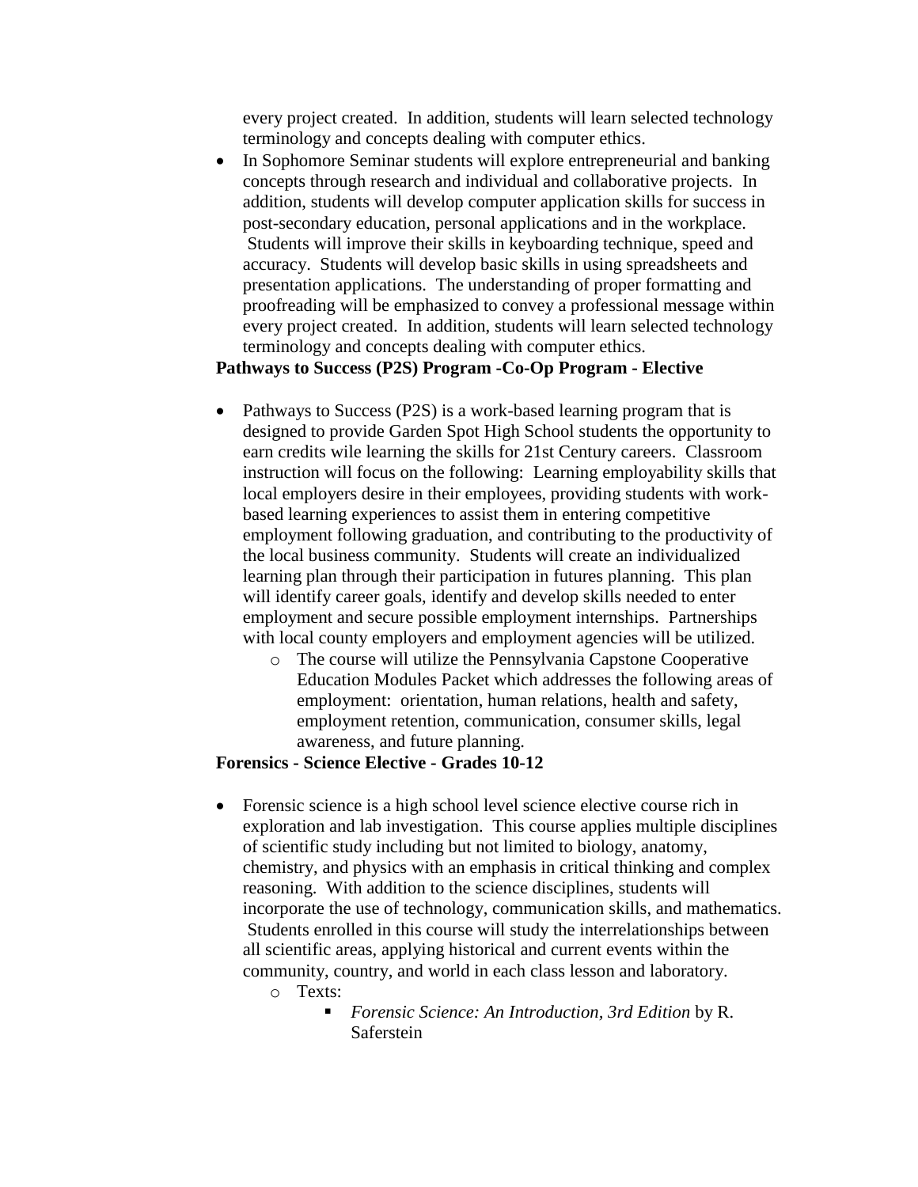every project created. In addition, students will learn selected technology terminology and concepts dealing with computer ethics.

- In Sophomore Seminar students will explore entrepreneurial and banking concepts through research and individual and collaborative projects. In addition, students will develop computer application skills for success in post-secondary education, personal applications and in the workplace. Students will improve their skills in keyboarding technique, speed and accuracy. Students will develop basic skills in using spreadsheets and presentation applications. The understanding of proper formatting and proofreading will be emphasized to convey a professional message within every project created. In addition, students will learn selected technology terminology and concepts dealing with computer ethics.

**Pathways to Success (P2S) Program -Co-Op Program - Elective**

- Pathways to Success (P2S) is a work-based learning program that is designed to provide Garden Spot High School students the opportunity to earn credits wile learning the skills for 21st Century careers. Classroom instruction will focus on the following: Learning employability skills that local employers desire in their employees, providing students with work-based learning experiences to assist them in entering competitive employment following graduation, and contributing to the productivity of the local business community. Students will create an individualized learning plan through their participation in futures planning. This plan will identify career goals, identify and develop skills needed to enter employment and secure possible employment internships. Partnerships with local county employers and employment agencies will be utilized.
    - The course will utilize the Pennsylvania Capstone Cooperative Education Modules Packet which addresses the following areas of employment: orientation, human relations, health and safety, employment retention, communication, consumer skills, legal awareness, and future planning.

**Forensics - Science Elective - Grades 10-12**

- Forensic science is a high school level science elective course rich in exploration and lab investigation. This course applies multiple disciplines of scientific study including but not limited to biology, anatomy, chemistry, and physics with an emphasis in critical thinking and complex reasoning. With addition to the science disciplines, students will incorporate the use of technology, communication skills, and mathematics. Students enrolled in this course will study the interrelationships between all scientific areas, applying historical and current events within the community, country, and world in each class lesson and laboratory.
    - Texts:
        - *Forensic Science: An Introduction, 3rd Edition* by R. Saferstein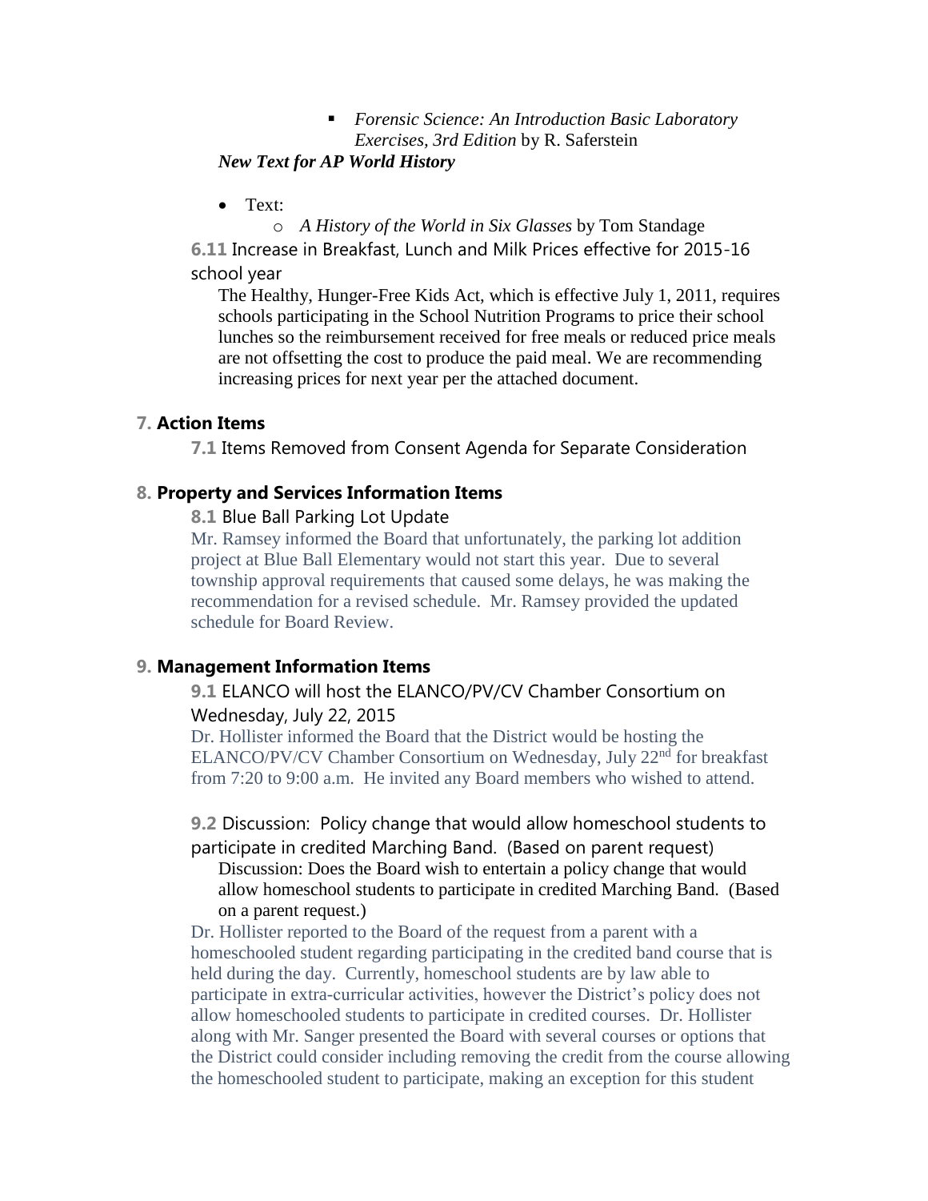- *Forensic Science: An Introduction Basic Laboratory Exercises, 3rd Edition* by R. Saferstein

***New Text for AP World History***

- Text:
  - *A History of the World in Six Glasses* by Tom Standage

**6.11** Increase in Breakfast, Lunch and Milk Prices effective for 2015-16 school year

The Healthy, Hunger-Free Kids Act, which is effective July 1, 2011, requires schools participating in the School Nutrition Programs to price their school lunches so the reimbursement received for free meals or reduced price meals are not offsetting the cost to produce the paid meal. We are recommending increasing prices for next year per the attached document.

## 7. Action Items

**7.1** Items Removed from Consent Agenda for Separate Consideration

## 8. Property and Services Information Items

**8.1** Blue Ball Parking Lot Update

Mr. Ramsey informed the Board that unfortunately, the parking lot addition project at Blue Ball Elementary would not start this year. Due to several township approval requirements that caused some delays, he was making the recommendation for a revised schedule. Mr. Ramsey provided the updated schedule for Board Review.

## 9. Management Information Items

**9.1** ELANCO will host the ELANCO/PV/CV Chamber Consortium on Wednesday, July 22, 2015

Dr. Hollister informed the Board that the District would be hosting the ELANCO/PV/CV Chamber Consortium on Wednesday, July 22nd for breakfast from 7:20 to 9:00 a.m. He invited any Board members who wished to attend.

**9.2** Discussion: Policy change that would allow homeschool students to participate in credited Marching Band. (Based on parent request)

Discussion: Does the Board wish to entertain a policy change that would allow homeschool students to participate in credited Marching Band. (Based on a parent request.)

Dr. Hollister reported to the Board of the request from a parent with a homeschooled student regarding participating in the credited band course that is held during the day. Currently, homeschool students are by law able to participate in extra-curricular activities, however the District's policy does not allow homeschooled students to participate in credited courses. Dr. Hollister along with Mr. Sanger presented the Board with several courses or options that the District could consider including removing the credit from the course allowing the homeschooled student to participate, making an exception for this student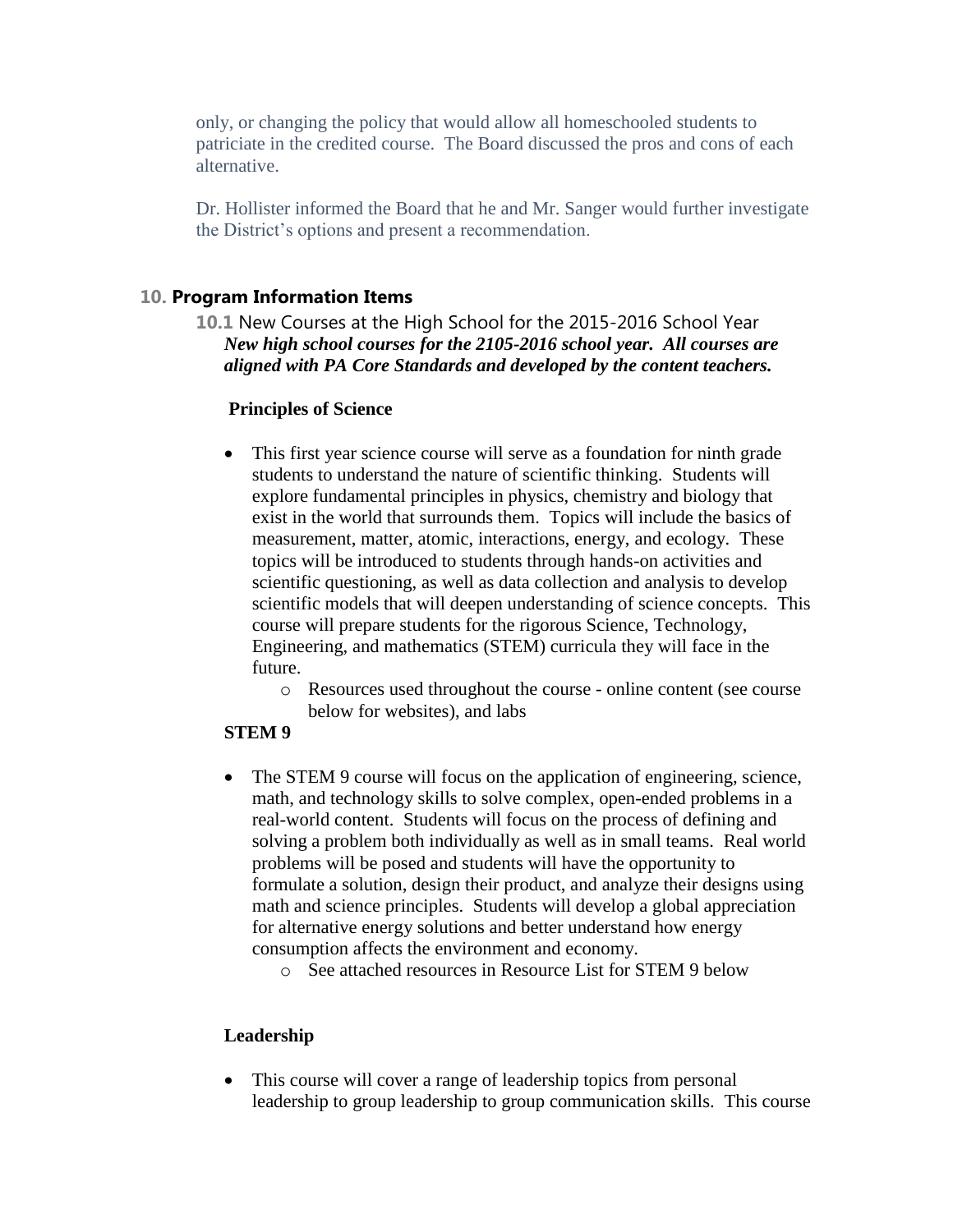only, or changing the policy that would allow all homeschooled students to patriciate in the credited course. The Board discussed the pros and cons of each alternative.

Dr. Hollister informed the Board that he and Mr. Sanger would further investigate the District's options and present a recommendation.

## 10. Program Information Items

### 10.1 New Courses at the High School for the 2015-2016 School Year

***New high school courses for the 2105-2016 school year. All courses are aligned with PA Core Standards and developed by the content teachers.***

**Principles of Science**

- This first year science course will serve as a foundation for ninth grade students to understand the nature of scientific thinking. Students will explore fundamental principles in physics, chemistry and biology that exist in the world that surrounds them. Topics will include the basics of measurement, matter, atomic, interactions, energy, and ecology. These topics will be introduced to students through hands-on activities and scientific questioning, as well as data collection and analysis to develop scientific models that will deepen understanding of science concepts. This course will prepare students for the rigorous Science, Technology, Engineering, and mathematics (STEM) curricula they will face in the future.
    - Resources used throughout the course - online content (see course below for websites), and labs

**STEM 9**

- The STEM 9 course will focus on the application of engineering, science, math, and technology skills to solve complex, open-ended problems in a real-world content. Students will focus on the process of defining and solving a problem both individually as well as in small teams. Real world problems will be posed and students will have the opportunity to formulate a solution, design their product, and analyze their designs using math and science principles. Students will develop a global appreciation for alternative energy solutions and better understand how energy consumption affects the environment and economy.
    - See attached resources in Resource List for STEM 9 below

**Leadership**

- This course will cover a range of leadership topics from personal leadership to group leadership to group communication skills. This course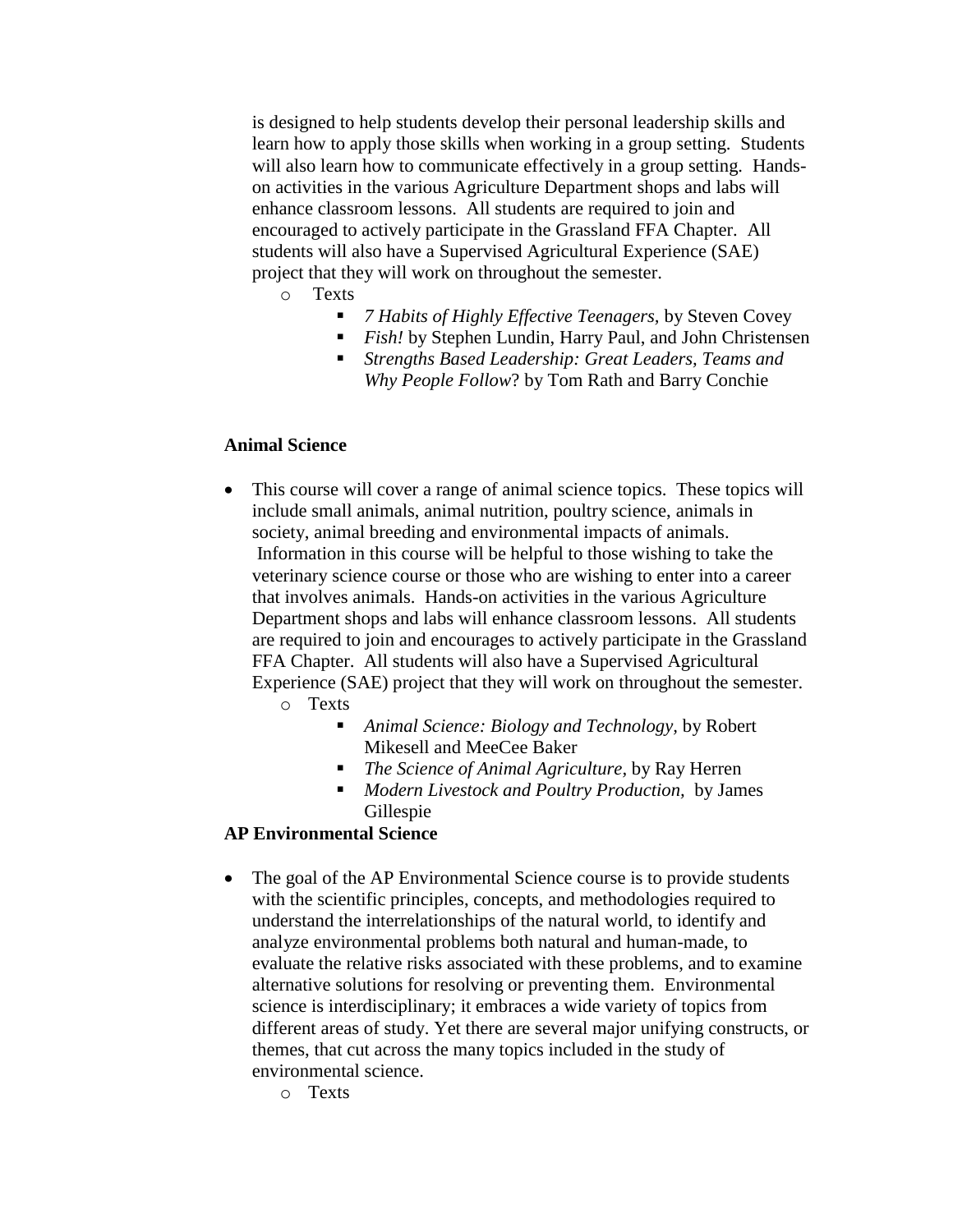is designed to help students develop their personal leadership skills and learn how to apply those skills when working in a group setting. Students will also learn how to communicate effectively in a group setting. Hands-on activities in the various Agriculture Department shops and labs will enhance classroom lessons. All students are required to join and encouraged to actively participate in the Grassland FFA Chapter. All students will also have a Supervised Agricultural Experience (SAE) project that they will work on throughout the semester.

- Texts
  - *7 Habits of Highly Effective Teenagers,* by Steven Covey
  - *Fish!* by Stephen Lundin, Harry Paul, and John Christensen
  - *Strengths Based Leadership: Great Leaders, Teams and Why People Follow*? by Tom Rath and Barry Conchie

**Animal Science**

- This course will cover a range of animal science topics. These topics will include small animals, animal nutrition, poultry science, animals in society, animal breeding and environmental impacts of animals. Information in this course will be helpful to those wishing to take the veterinary science course or those who are wishing to enter into a career that involves animals. Hands-on activities in the various Agriculture Department shops and labs will enhance classroom lessons. All students are required to join and encourages to actively participate in the Grassland FFA Chapter. All students will also have a Supervised Agricultural Experience (SAE) project that they will work on throughout the semester.
  - Texts
    - *Animal Science: Biology and Technology,* by Robert Mikesell and MeeCee Baker
    - *The Science of Animal Agriculture,* by Ray Herren
    - *Modern Livestock and Poultry Production,* by James Gillespie

**AP Environmental Science**

- The goal of the AP Environmental Science course is to provide students with the scientific principles, concepts, and methodologies required to understand the interrelationships of the natural world, to identify and analyze environmental problems both natural and human-made, to evaluate the relative risks associated with these problems, and to examine alternative solutions for resolving or preventing them. Environmental science is interdisciplinary; it embraces a wide variety of topics from different areas of study. Yet there are several major unifying constructs, or themes, that cut across the many topics included in the study of environmental science.
  - Texts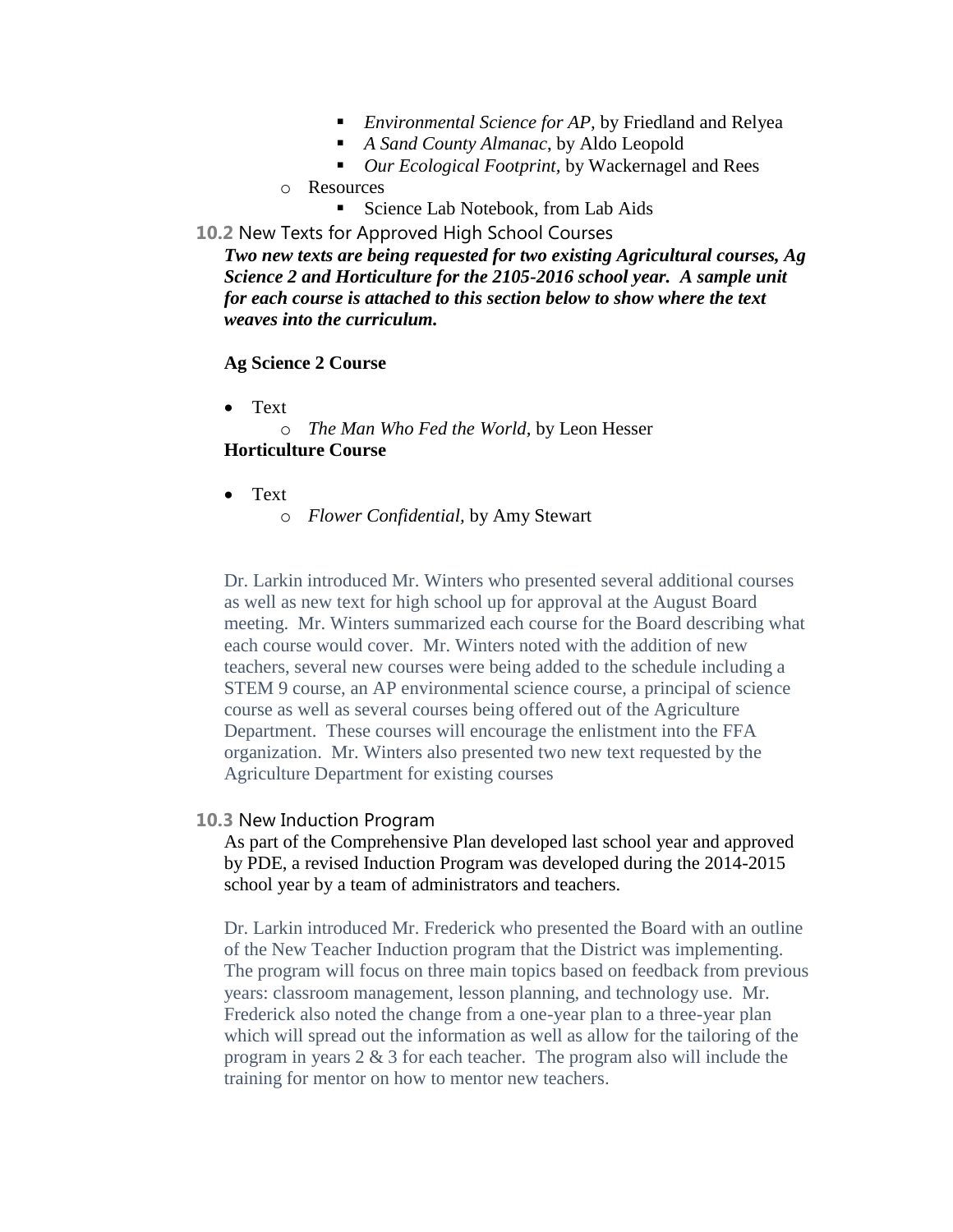- *Environmental Science for AP,* by Friedland and Relyea
        - *A Sand County Almanac*, by Aldo Leopold
        - *Our Ecological Footprint,* by Wackernagel and Rees
    - Resources
        - Science Lab Notebook, from Lab Aids

### 10.2 New Texts for Approved High School Courses

***Two new texts are being requested for two existing Agricultural courses, Ag Science 2 and Horticulture for the 2105-2016 school year. A sample unit for each course is attached to this section below to show where the text weaves into the curriculum.***

**Ag Science 2 Course**

- Text
    - *The Man Who Fed the World,* by Leon Hesser

**Horticulture Course**

- Text
    - *Flower Confidential,* by Amy Stewart

Dr. Larkin introduced Mr. Winters who presented several additional courses as well as new text for high school up for approval at the August Board meeting. Mr. Winters summarized each course for the Board describing what each course would cover. Mr. Winters noted with the addition of new teachers, several new courses were being added to the schedule including a STEM 9 course, an AP environmental science course, a principal of science course as well as several courses being offered out of the Agriculture Department. These courses will encourage the enlistment into the FFA organization. Mr. Winters also presented two new text requested by the Agriculture Department for existing courses

### 10.3 New Induction Program

As part of the Comprehensive Plan developed last school year and approved by PDE, a revised Induction Program was developed during the 2014-2015 school year by a team of administrators and teachers.

Dr. Larkin introduced Mr. Frederick who presented the Board with an outline of the New Teacher Induction program that the District was implementing. The program will focus on three main topics based on feedback from previous years: classroom management, lesson planning, and technology use. Mr. Frederick also noted the change from a one-year plan to a three-year plan which will spread out the information as well as allow for the tailoring of the program in years 2 & 3 for each teacher. The program also will include the training for mentor on how to mentor new teachers.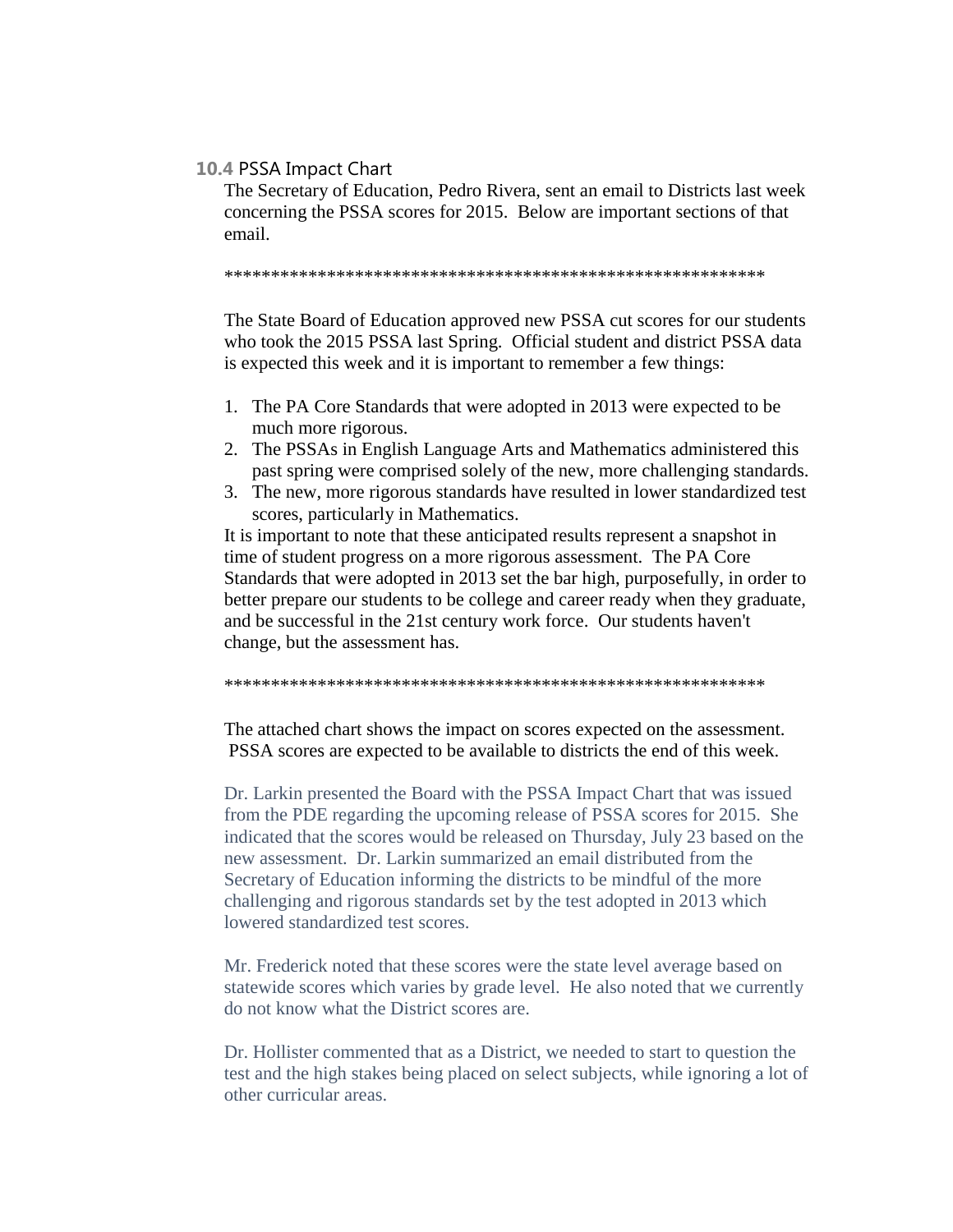### 10.4 PSSA Impact Chart

The Secretary of Education, Pedro Rivera, sent an email to Districts last week concerning the PSSA scores for 2015. Below are important sections of that email.

**********************************************************

The State Board of Education approved new PSSA cut scores for our students who took the 2015 PSSA last Spring. Official student and district PSSA data is expected this week and it is important to remember a few things:

1. The PA Core Standards that were adopted in 2013 were expected to be much more rigorous.
2. The PSSAs in English Language Arts and Mathematics administered this past spring were comprised solely of the new, more challenging standards.
3. The new, more rigorous standards have resulted in lower standardized test scores, particularly in Mathematics.

It is important to note that these anticipated results represent a snapshot in time of student progress on a more rigorous assessment. The PA Core Standards that were adopted in 2013 set the bar high, purposefully, in order to better prepare our students to be college and career ready when they graduate, and be successful in the 21st century work force. Our students haven't change, but the assessment has.

**********************************************************

The attached chart shows the impact on scores expected on the assessment. PSSA scores are expected to be available to districts the end of this week.

Dr. Larkin presented the Board with the PSSA Impact Chart that was issued from the PDE regarding the upcoming release of PSSA scores for 2015. She indicated that the scores would be released on Thursday, July 23 based on the new assessment. Dr. Larkin summarized an email distributed from the Secretary of Education informing the districts to be mindful of the more challenging and rigorous standards set by the test adopted in 2013 which lowered standardized test scores.

Mr. Frederick noted that these scores were the state level average based on statewide scores which varies by grade level. He also noted that we currently do not know what the District scores are.

Dr. Hollister commented that as a District, we needed to start to question the test and the high stakes being placed on select subjects, while ignoring a lot of other curricular areas.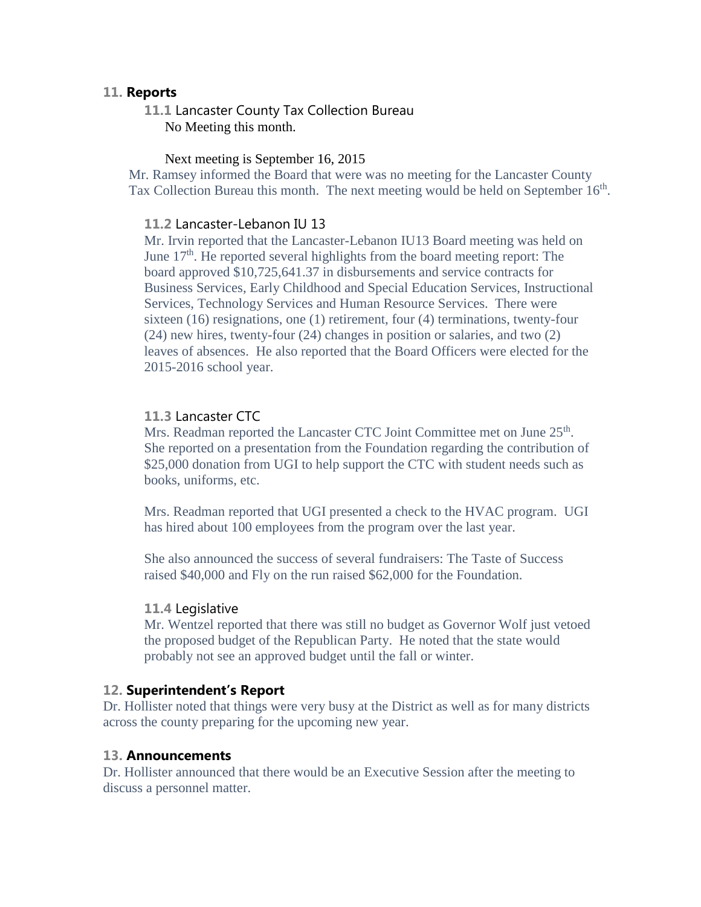## 11. Reports

### 11.1 Lancaster County Tax Collection Bureau

No Meeting this month.

Next meeting is September 16, 2015

Mr. Ramsey informed the Board that were was no meeting for the Lancaster County Tax Collection Bureau this month. The next meeting would be held on September 16th.

### 11.2 Lancaster-Lebanon IU 13

Mr. Irvin reported that the Lancaster-Lebanon IU13 Board meeting was held on June 17th. He reported several highlights from the board meeting report: The board approved $10,725,641.37 in disbursements and service contracts for Business Services, Early Childhood and Special Education Services, Instructional Services, Technology Services and Human Resource Services. There were sixteen (16) resignations, one (1) retirement, four (4) terminations, twenty-four (24) new hires, twenty-four (24) changes in position or salaries, and two (2) leaves of absences. He also reported that the Board Officers were elected for the 2015-2016 school year.

### 11.3 Lancaster CTC

Mrs. Readman reported the Lancaster CTC Joint Committee met on June 25th. She reported on a presentation from the Foundation regarding the contribution of $25,000 donation from UGI to help support the CTC with student needs such as books, uniforms, etc.

Mrs. Readman reported that UGI presented a check to the HVAC program. UGI has hired about 100 employees from the program over the last year.

She also announced the success of several fundraisers: The Taste of Success raised $40,000 and Fly on the run raised $62,000 for the Foundation.

### 11.4 Legislative

Mr. Wentzel reported that there was still no budget as Governor Wolf just vetoed the proposed budget of the Republican Party. He noted that the state would probably not see an approved budget until the fall or winter.

## 12. Superintendent's Report

Dr. Hollister noted that things were very busy at the District as well as for many districts across the county preparing for the upcoming new year.

## 13. Announcements

Dr. Hollister announced that there would be an Executive Session after the meeting to discuss a personnel matter.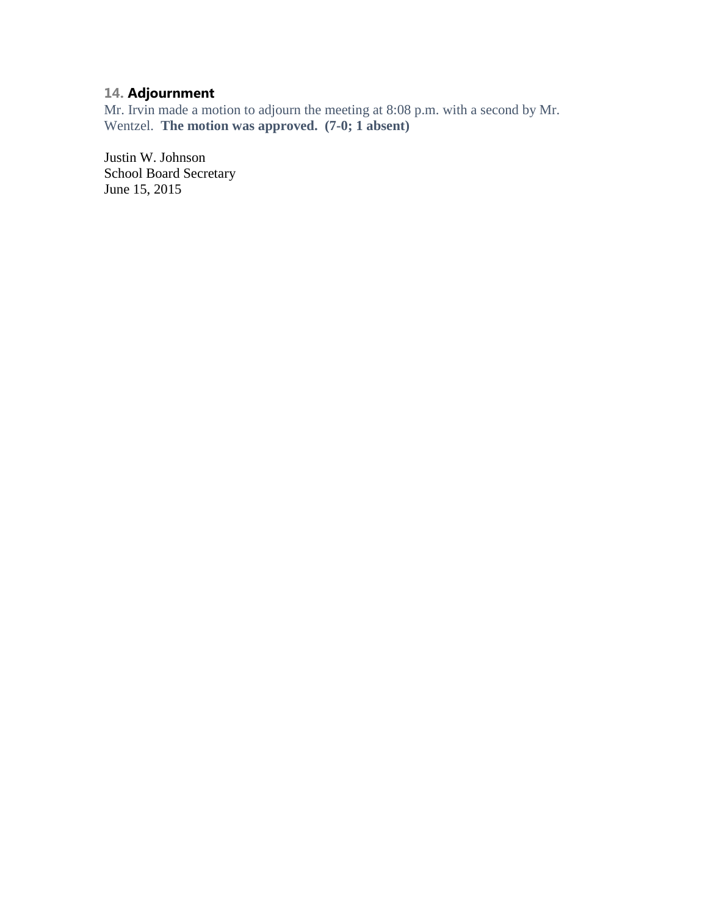## 14. Adjournment

Mr. Irvin made a motion to adjourn the meeting at 8:08 p.m. with a second by Mr. Wentzel. **The motion was approved. (7-0; 1 absent)**

Justin W. Johnson
School Board Secretary
June 15, 2015